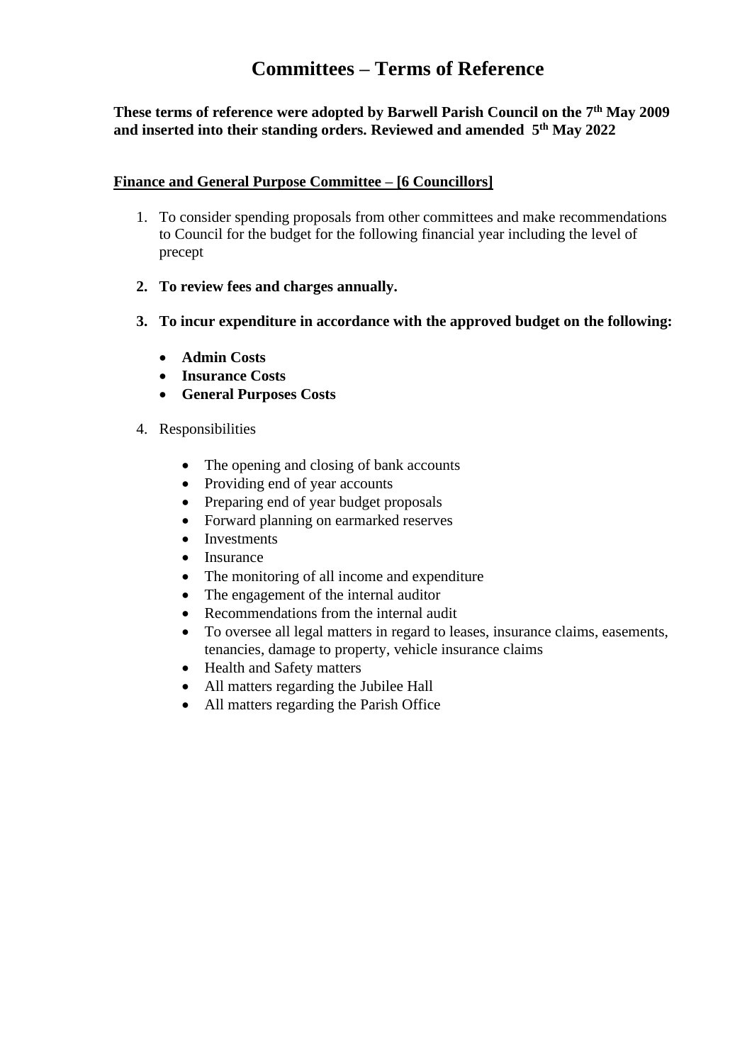# Committees – Terms of Reference

**These terms of reference were adopted by Barwell Parish Council on the 7th May 2009 and inserted into their standing orders. Reviewed and amended 5th May 2022**

**Finance and General Purpose Committee – [6 Councillors]**

1. To consider spending proposals from other committees and make recommendations to Council for the budget for the following financial year including the level of precept

2. **To review fees and charges annually.**

3. **To incur expenditure in accordance with the approved budget on the following:**

   - **Admin Costs**
   - **Insurance Costs**
   - **General Purposes Costs**

4. Responsibilities

   - The opening and closing of bank accounts
   - Providing end of year accounts
   - Preparing end of year budget proposals
   - Forward planning on earmarked reserves
   - Investments
   - Insurance
   - The monitoring of all income and expenditure
   - The engagement of the internal auditor
   - Recommendations from the internal audit
   - To oversee all legal matters in regard to leases, insurance claims, easements, tenancies, damage to property, vehicle insurance claims
   - Health and Safety matters
   - All matters regarding the Jubilee Hall
   - All matters regarding the Parish Office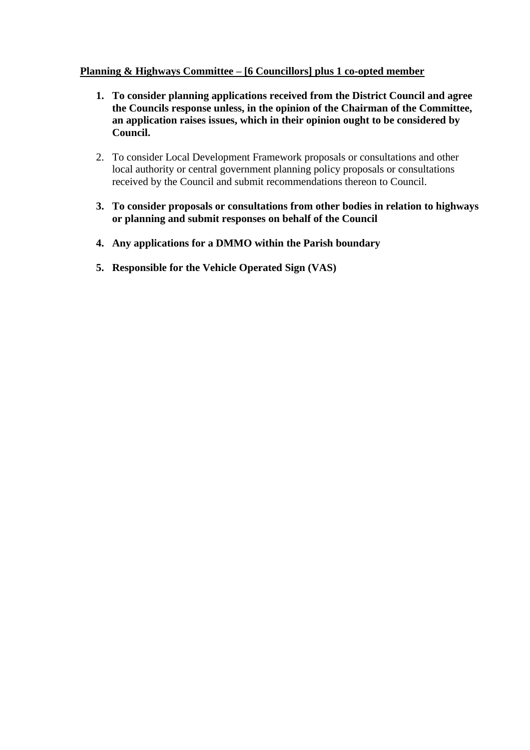**<u>Planning & Highways Committee – [6 Councillors] plus 1 co-opted member</u>**

1. **To consider planning applications received from the District Council and agree the Councils response unless, in the opinion of the Chairman of the Committee, an application raises issues, which in their opinion ought to be considered by Council.**

2. To consider Local Development Framework proposals or consultations and other local authority or central government planning policy proposals or consultations received by the Council and submit recommendations thereon to Council.

3. **To consider proposals or consultations from other bodies in relation to highways or planning and submit responses on behalf of the Council**

4. **Any applications for a DMMO within the Parish boundary**

5. **Responsible for the Vehicle Operated Sign (VAS)**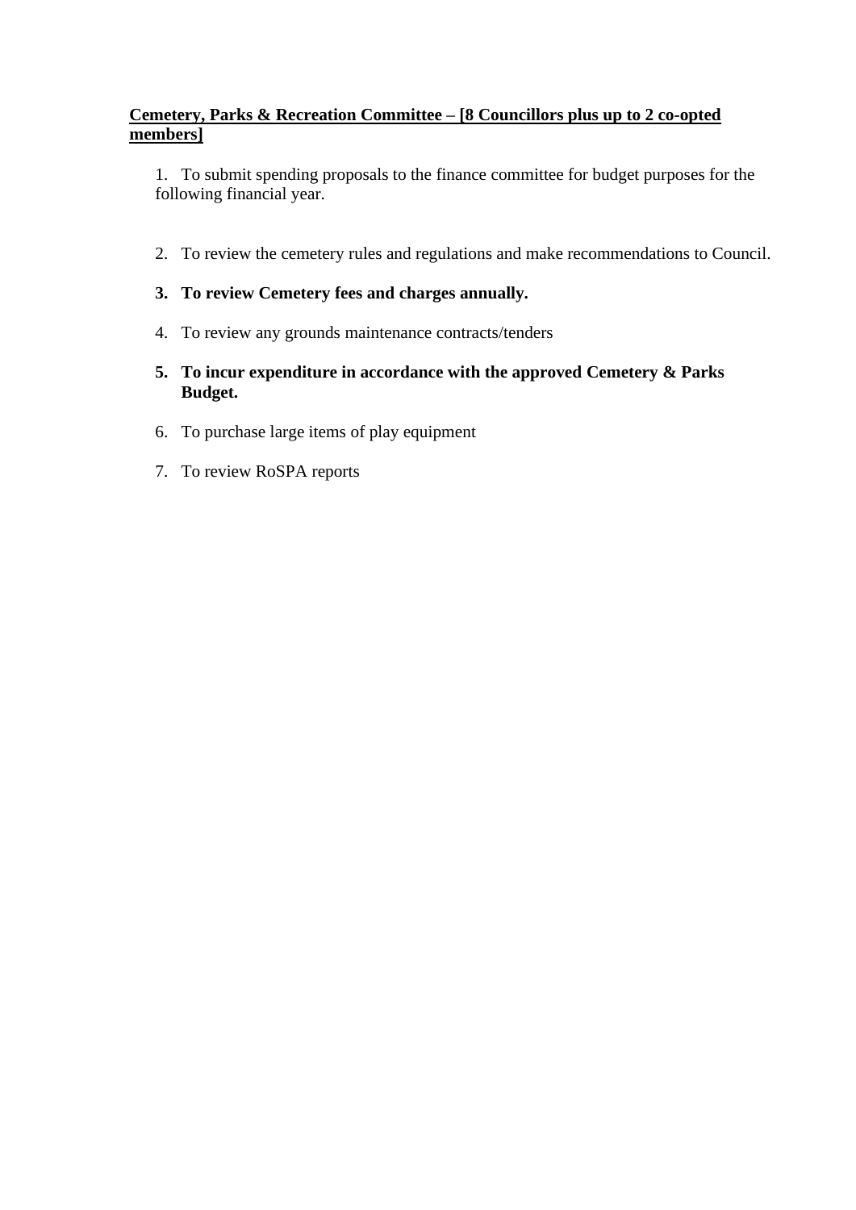**<u>Cemetery, Parks & Recreation Committee – [8 Councillors plus up to 2 co-opted members]</u>**

1. To submit spending proposals to the finance committee for budget purposes for the following financial year.

2. To review the cemetery rules and regulations and make recommendations to Council.

3. **To review Cemetery fees and charges annually.**

4. To review any grounds maintenance contracts/tenders

5. **To incur expenditure in accordance with the approved Cemetery & Parks Budget.**

6. To purchase large items of play equipment

7. To review RoSPA reports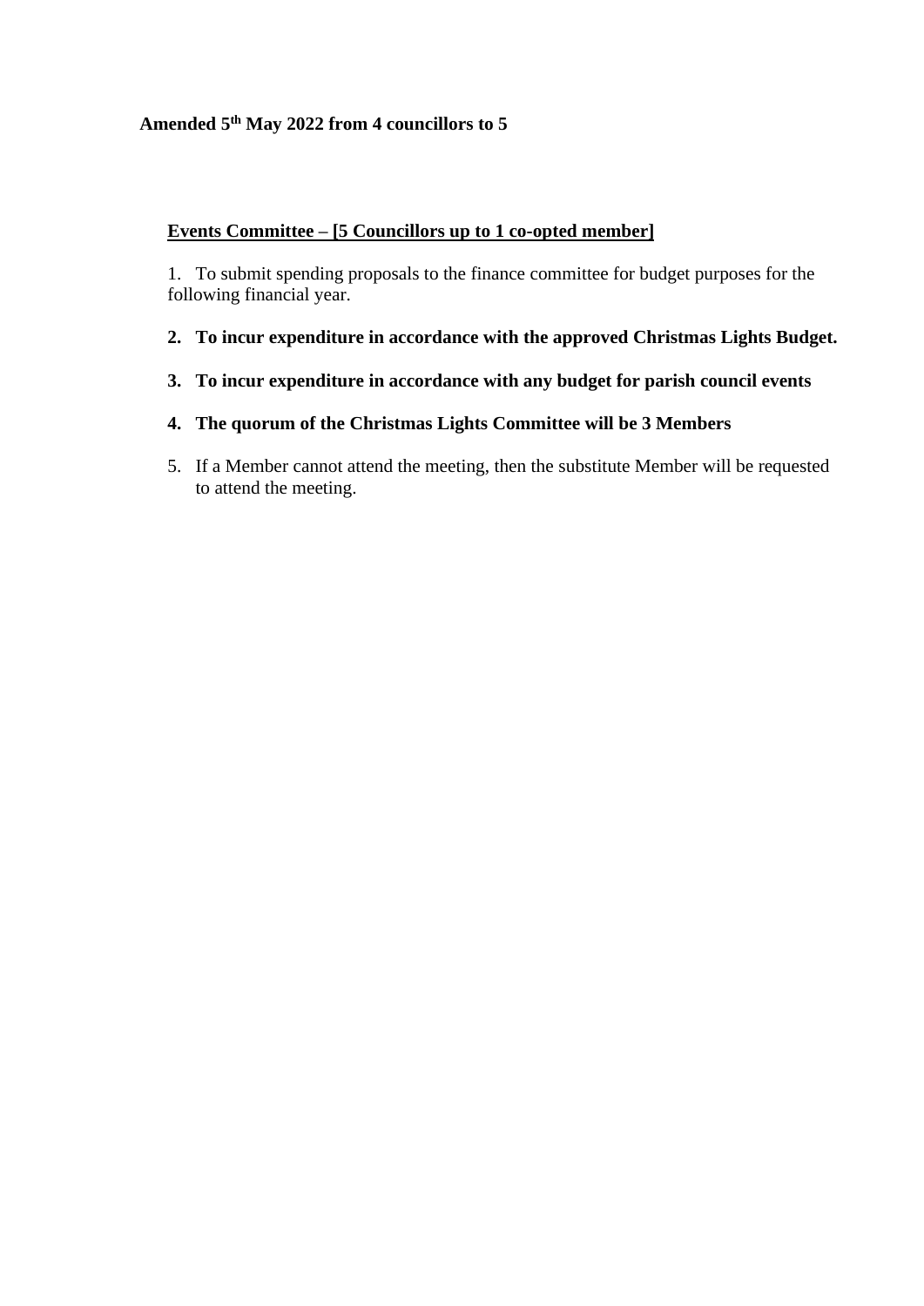**Amended 5th May 2022 from 4 councillors to 5**

**Events Committee – [5 Councillors up to 1 co-opted member]**

1. To submit spending proposals to the finance committee for budget purposes for the following financial year.

2. **To incur expenditure in accordance with the approved Christmas Lights Budget.**

3. **To incur expenditure in accordance with any budget for parish council events**

4. **The quorum of the Christmas Lights Committee will be 3 Members**

5. If a Member cannot attend the meeting, then the substitute Member will be requested to attend the meeting.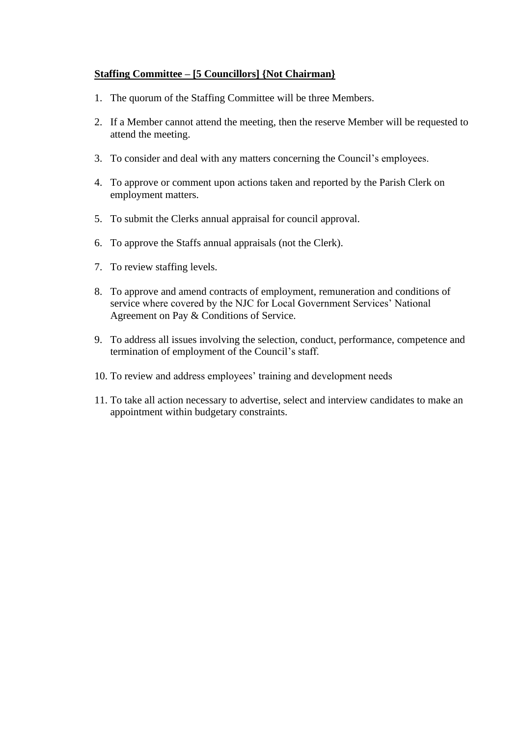**<u>Staffing Committee – [5 Councillors] {Not Chairman}</u>**

1. The quorum of the Staffing Committee will be three Members.
2. If a Member cannot attend the meeting, then the reserve Member will be requested to attend the meeting.
3. To consider and deal with any matters concerning the Council's employees.
4. To approve or comment upon actions taken and reported by the Parish Clerk on employment matters.
5. To submit the Clerks annual appraisal for council approval.
6. To approve the Staffs annual appraisals (not the Clerk).
7. To review staffing levels.
8. To approve and amend contracts of employment, remuneration and conditions of service where covered by the NJC for Local Government Services' National Agreement on Pay & Conditions of Service.
9. To address all issues involving the selection, conduct, performance, competence and termination of employment of the Council's staff.
10. To review and address employees' training and development needs
11. To take all action necessary to advertise, select and interview candidates to make an appointment within budgetary constraints.